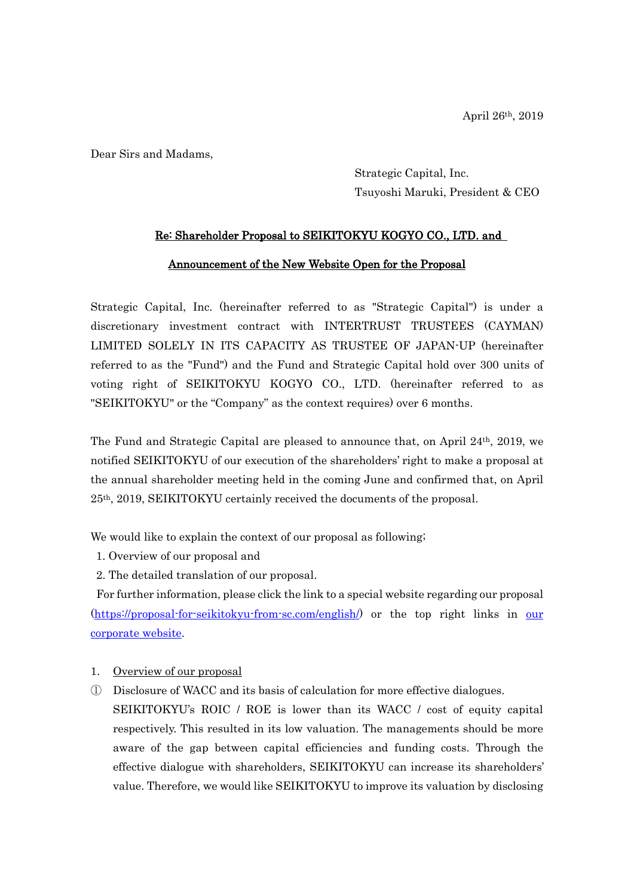April 26th, 2019

Dear Sirs and Madams,

Strategic Capital, Inc.
Tsuyoshi Maruki, President & CEO

**Re: Shareholder Proposal to SEIKITOKYU KOGYO CO., LTD. and Announcement of the New Website Open for the Proposal**

Strategic Capital, Inc. (hereinafter referred to as "Strategic Capital") is under a discretionary investment contract with INTERTRUST TRUSTEES (CAYMAN) LIMITED SOLELY IN ITS CAPACITY AS TRUSTEE OF JAPAN-UP (hereinafter referred to as the "Fund") and the Fund and Strategic Capital hold over 300 units of voting right of SEIKITOKYU KOGYO CO., LTD. (hereinafter referred to as "SEIKITOKYU" or the "Company" as the context requires) over 6 months.

The Fund and Strategic Capital are pleased to announce that, on April 24th, 2019, we notified SEIKITOKYU of our execution of the shareholders' right to make a proposal at the annual shareholder meeting held in the coming June and confirmed that, on April 25th, 2019, SEIKITOKYU certainly received the documents of the proposal.

We would like to explain the context of our proposal as following;

1. Overview of our proposal and
2. The detailed translation of our proposal.

For further information, please click the link to a special website regarding our proposal (https://proposal-for-seikitokyu-from-sc.com/english/) or the top right links in our corporate website.

1. Overview of our proposal

① Disclosure of WACC and its basis of calculation for more effective dialogues.
SEIKITOKYU's ROIC / ROE is lower than its WACC / cost of equity capital respectively. This resulted in its low valuation. The managements should be more aware of the gap between capital efficiencies and funding costs. Through the effective dialogue with shareholders, SEIKITOKYU can increase its shareholders' value. Therefore, we would like SEIKITOKYU to improve its valuation by disclosing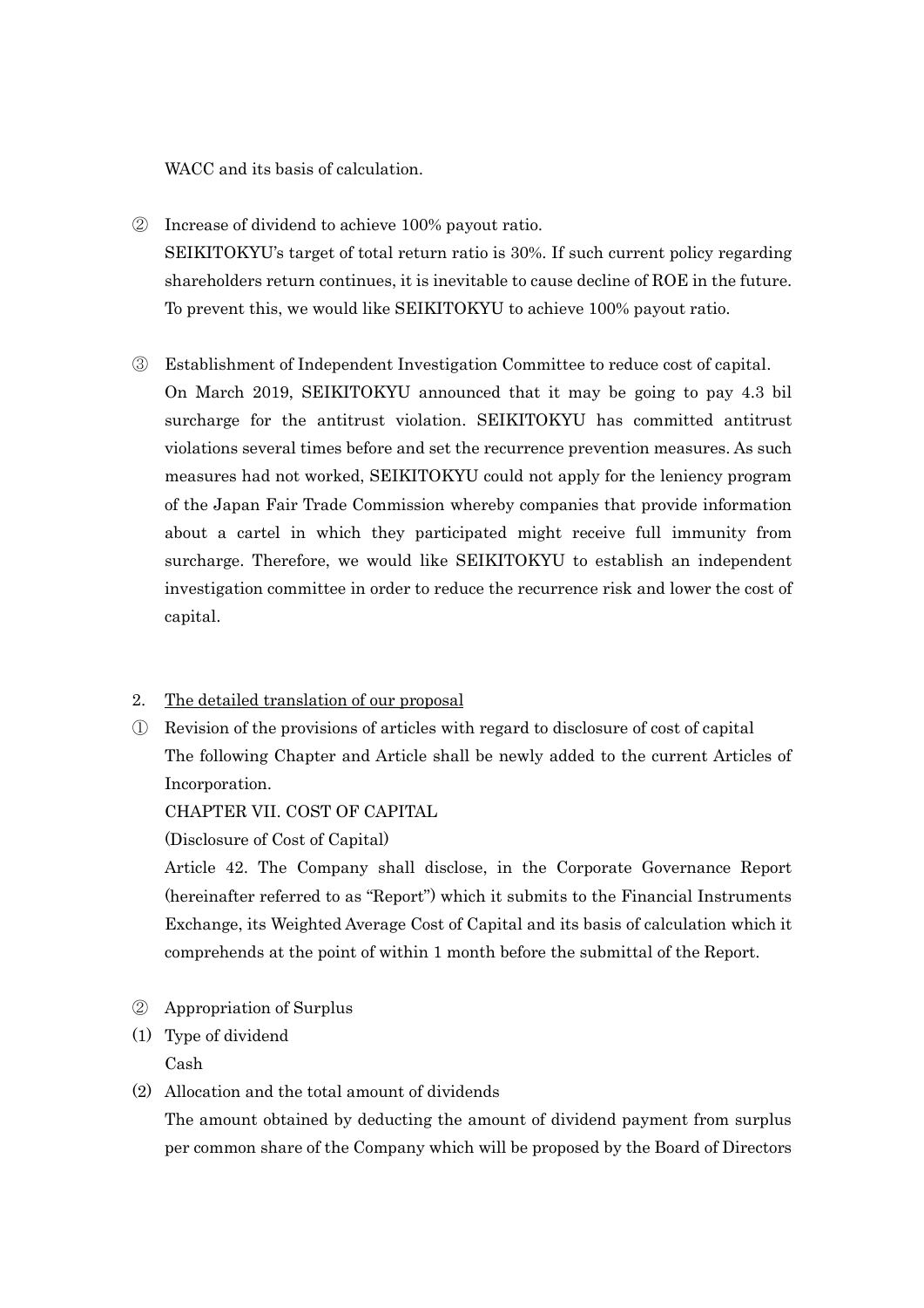WACC and its basis of calculation.

② Increase of dividend to achieve 100% payout ratio.

SEIKITOKYU's target of total return ratio is 30%. If such current policy regarding shareholders return continues, it is inevitable to cause decline of ROE in the future. To prevent this, we would like SEIKITOKYU to achieve 100% payout ratio.

③ Establishment of Independent Investigation Committee to reduce cost of capital.

On March 2019, SEIKITOKYU announced that it may be going to pay 4.3 bil surcharge for the antitrust violation. SEIKITOKYU has committed antitrust violations several times before and set the recurrence prevention measures. As such measures had not worked, SEIKITOKYU could not apply for the leniency program of the Japan Fair Trade Commission whereby companies that provide information about a cartel in which they participated might receive full immunity from surcharge. Therefore, we would like SEIKITOKYU to establish an independent investigation committee in order to reduce the recurrence risk and lower the cost of capital.

2. <u>The detailed translation of our proposal</u>

① Revision of the provisions of articles with regard to disclosure of cost of capital

The following Chapter and Article shall be newly added to the current Articles of Incorporation.

CHAPTER VII. COST OF CAPITAL

(Disclosure of Cost of Capital)

Article 42. The Company shall disclose, in the Corporate Governance Report (hereinafter referred to as "Report") which it submits to the Financial Instruments Exchange, its Weighted Average Cost of Capital and its basis of calculation which it comprehends at the point of within 1 month before the submittal of the Report.

② Appropriation of Surplus

(1) Type of dividend

Cash

(2) Allocation and the total amount of dividends

The amount obtained by deducting the amount of dividend payment from surplus per common share of the Company which will be proposed by the Board of Directors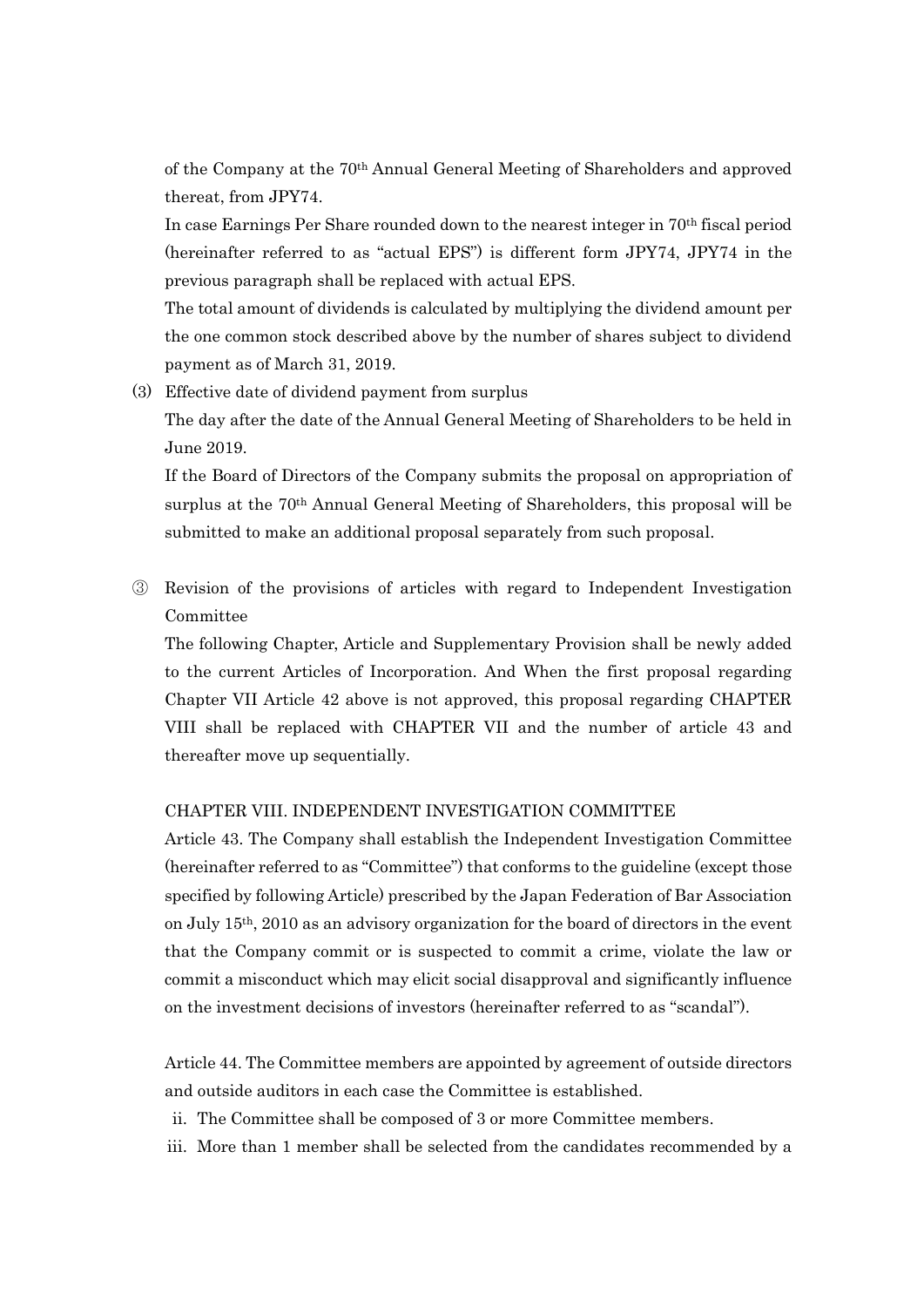of the Company at the 70th Annual General Meeting of Shareholders and approved thereat, from JPY74.

In case Earnings Per Share rounded down to the nearest integer in 70th fiscal period (hereinafter referred to as "actual EPS") is different form JPY74, JPY74 in the previous paragraph shall be replaced with actual EPS.

The total amount of dividends is calculated by multiplying the dividend amount per the one common stock described above by the number of shares subject to dividend payment as of March 31, 2019.

(3) Effective date of dividend payment from surplus

The day after the date of the Annual General Meeting of Shareholders to be held in June 2019.

If the Board of Directors of the Company submits the proposal on appropriation of surplus at the 70th Annual General Meeting of Shareholders, this proposal will be submitted to make an additional proposal separately from such proposal.

③ Revision of the provisions of articles with regard to Independent Investigation Committee

The following Chapter, Article and Supplementary Provision shall be newly added to the current Articles of Incorporation. And When the first proposal regarding Chapter VII Article 42 above is not approved, this proposal regarding CHAPTER VIII shall be replaced with CHAPTER VII and the number of article 43 and thereafter move up sequentially.

CHAPTER VIII. INDEPENDENT INVESTIGATION COMMITTEE

Article 43. The Company shall establish the Independent Investigation Committee (hereinafter referred to as "Committee") that conforms to the guideline (except those specified by following Article) prescribed by the Japan Federation of Bar Association on July 15th, 2010 as an advisory organization for the board of directors in the event that the Company commit or is suspected to commit a crime, violate the law or commit a misconduct which may elicit social disapproval and significantly influence on the investment decisions of investors (hereinafter referred to as "scandal").

Article 44. The Committee members are appointed by agreement of outside directors and outside auditors in each case the Committee is established.

ii. The Committee shall be composed of 3 or more Committee members.

iii. More than 1 member shall be selected from the candidates recommended by a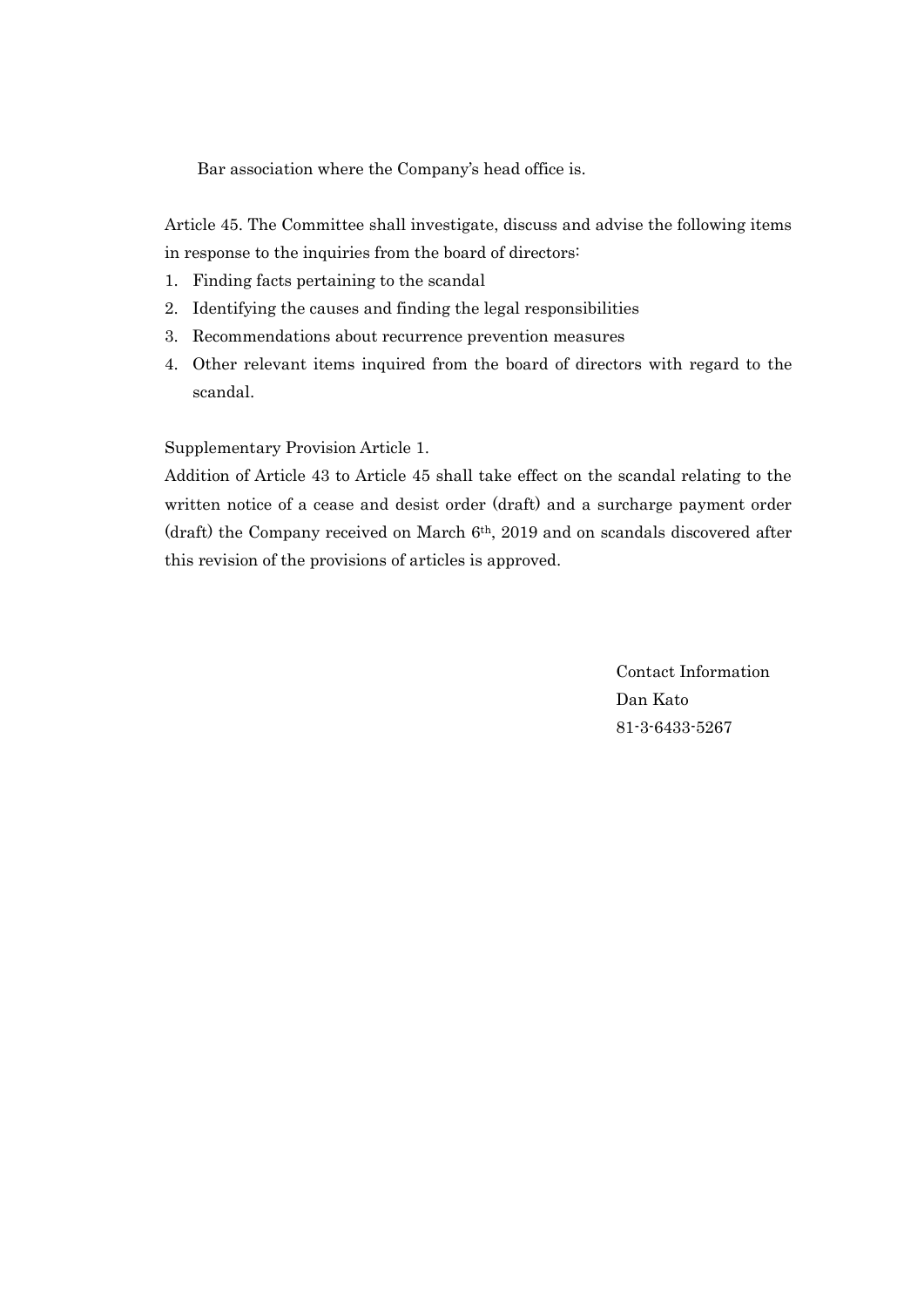Bar association where the Company's head office is.

Article 45. The Committee shall investigate, discuss and advise the following items in response to the inquiries from the board of directors:

1. Finding facts pertaining to the scandal
2. Identifying the causes and finding the legal responsibilities
3. Recommendations about recurrence prevention measures
4. Other relevant items inquired from the board of directors with regard to the scandal.

Supplementary Provision Article 1.

Addition of Article 43 to Article 45 shall take effect on the scandal relating to the written notice of a cease and desist order (draft) and a surcharge payment order (draft) the Company received on March 6th, 2019 and on scandals discovered after this revision of the provisions of articles is approved.

Contact Information
Dan Kato
81-3-6433-5267